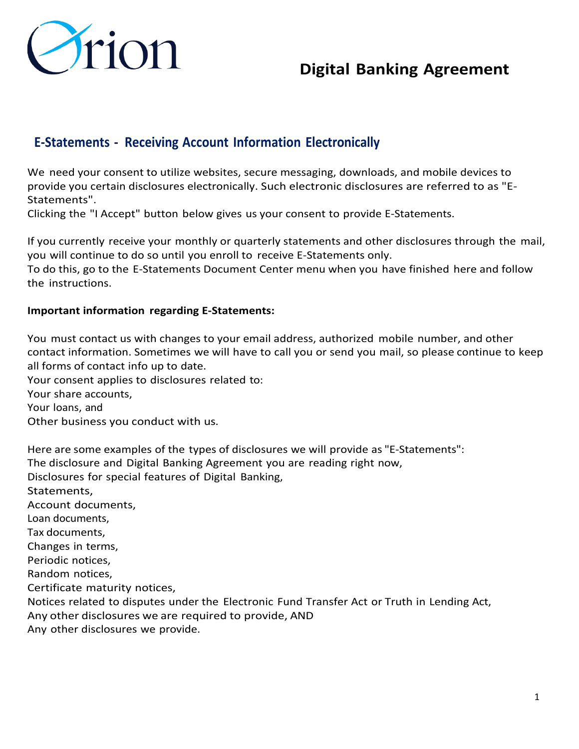# Digital Banking Agreement

## E-Statements - Receiving Account Information Electronically

We need your consent to utilize websites, secure messaging, downloads, and mobile devices to provide you certain disclosures electronically. Such electronic disclosures are referred to as "E-Statements".
Clicking the "I Accept" button below gives us your consent to provide E-Statements.

If you currently receive your monthly or quarterly statements and other disclosures through the mail, you will continue to do so until you enroll to receive E-Statements only.
To do this, go to the E-Statements Document Center menu when you have finished here and follow the instructions.

**Important information regarding E-Statements:**

You must contact us with changes to your email address, authorized mobile number, and other contact information. Sometimes we will have to call you or send you mail, so please continue to keep all forms of contact info up to date.
Your consent applies to disclosures related to:
Your share accounts,
Your loans, and
Other business you conduct with us.

Here are some examples of the types of disclosures we will provide as "E-Statements":
The disclosure and Digital Banking Agreement you are reading right now,
Disclosures for special features of Digital Banking,
Statements,
Account documents,
Loan documents,
Tax documents,
Changes in terms,
Periodic notices,
Random notices,
Certificate maturity notices,
Notices related to disputes under the Electronic Fund Transfer Act or Truth in Lending Act,
Any other disclosures we are required to provide, AND
Any other disclosures we provide.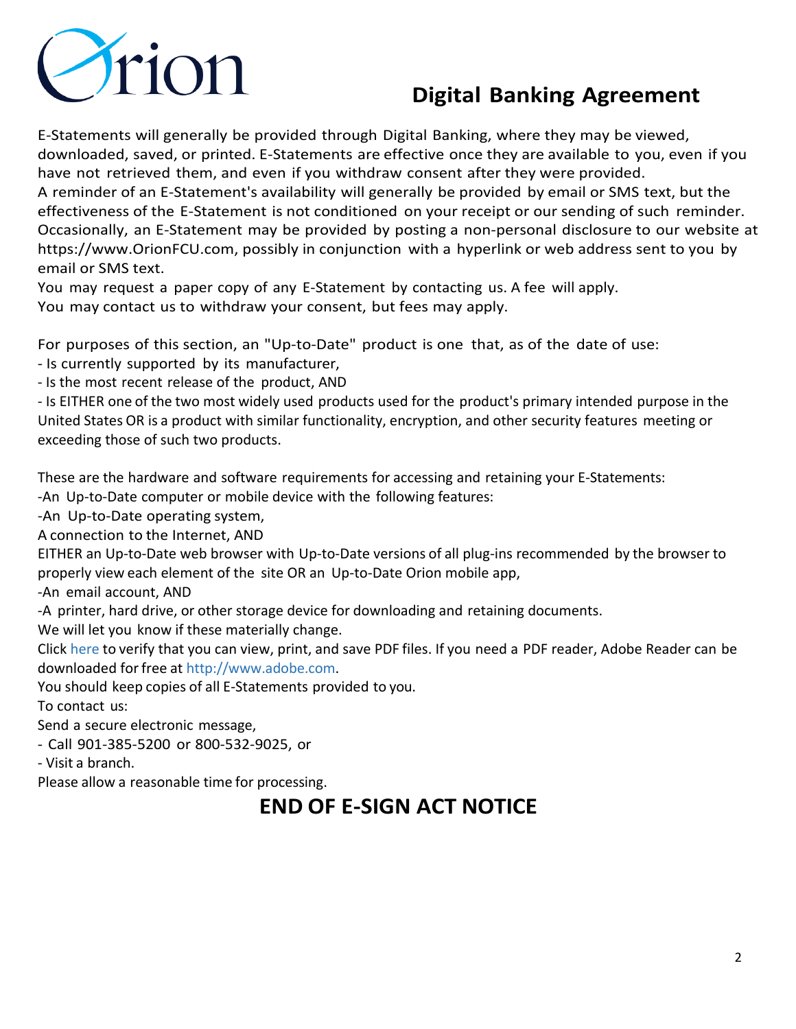# Digital Banking Agreement

E-Statements will generally be provided through Digital Banking, where they may be viewed, downloaded, saved, or printed. E-Statements are effective once they are available to you, even if you have not retrieved them, and even if you withdraw consent after they were provided.
A reminder of an E-Statement's availability will generally be provided by email or SMS text, but the effectiveness of the E-Statement is not conditioned on your receipt or our sending of such reminder.
Occasionally, an E-Statement may be provided by posting a non-personal disclosure to our website at https://www.OrionFCU.com, possibly in conjunction with a hyperlink or web address sent to you by email or SMS text.
You may request a paper copy of any E-Statement by contacting us. A fee will apply.
You may contact us to withdraw your consent, but fees may apply.

For purposes of this section, an "Up-to-Date" product is one that, as of the date of use:
- Is currently supported by its manufacturer,
- Is the most recent release of the product, AND
- Is EITHER one of the two most widely used products used for the product's primary intended purpose in the United States OR is a product with similar functionality, encryption, and other security features meeting or exceeding those of such two products.

These are the hardware and software requirements for accessing and retaining your E-Statements:
-An Up-to-Date computer or mobile device with the following features:
-An Up-to-Date operating system,
A connection to the Internet, AND
EITHER an Up-to-Date web browser with Up-to-Date versions of all plug-ins recommended by the browser to properly view each element of the site OR an Up-to-Date Orion mobile app,
-An email account, AND
-A printer, hard drive, or other storage device for downloading and retaining documents.
We will let you know if these materially change.
Click here to verify that you can view, print, and save PDF files. If you need a PDF reader, Adobe Reader can be downloaded for free at http://www.adobe.com.
You should keep copies of all E-Statements provided to you.
To contact us:
Send a secure electronic message,
- Call 901-385-5200 or 800-532-9025, or
- Visit a branch.
Please allow a reasonable time for processing.

## END OF E-SIGN ACT NOTICE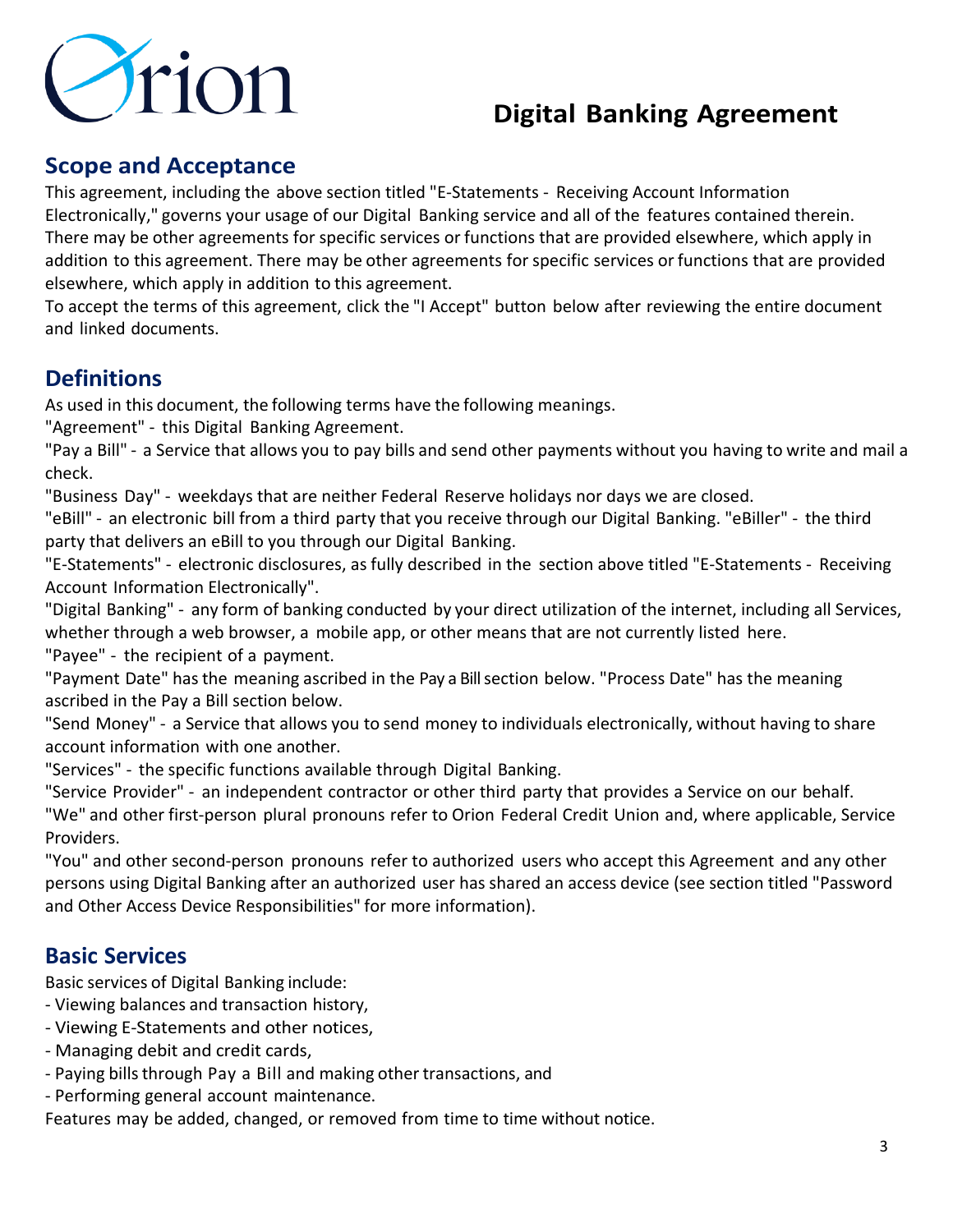# Digital Banking Agreement

## Scope and Acceptance

This agreement, including the above section titled "E-Statements - Receiving Account Information Electronically," governs your usage of our Digital Banking service and all of the features contained therein. There may be other agreements for specific services or functions that are provided elsewhere, which apply in addition to this agreement. There may be other agreements for specific services or functions that are provided elsewhere, which apply in addition to this agreement.

To accept the terms of this agreement, click the "I Accept" button below after reviewing the entire document and linked documents.

## Definitions

As used in this document, the following terms have the following meanings.

"Agreement" - this Digital Banking Agreement.

"Pay a Bill" - a Service that allows you to pay bills and send other payments without you having to write and mail a check.

"Business Day" - weekdays that are neither Federal Reserve holidays nor days we are closed.

"eBill" - an electronic bill from a third party that you receive through our Digital Banking. "eBiller" - the third party that delivers an eBill to you through our Digital Banking.

"E-Statements" - electronic disclosures, as fully described in the section above titled "E-Statements - Receiving Account Information Electronically".

"Digital Banking" - any form of banking conducted by your direct utilization of the internet, including all Services, whether through a web browser, a mobile app, or other means that are not currently listed here.

"Payee" - the recipient of a payment.

"Payment Date" has the meaning ascribed in the Pay a Bill section below. "Process Date" has the meaning ascribed in the Pay a Bill section below.

"Send Money" - a Service that allows you to send money to individuals electronically, without having to share account information with one another.

"Services" - the specific functions available through Digital Banking.

"Service Provider" - an independent contractor or other third party that provides a Service on our behalf.

"We" and other first-person plural pronouns refer to Orion Federal Credit Union and, where applicable, Service Providers.

"You" and other second-person pronouns refer to authorized users who accept this Agreement and any other persons using Digital Banking after an authorized user has shared an access device (see section titled "Password and Other Access Device Responsibilities" for more information).

## Basic Services

Basic services of Digital Banking include:

- Viewing balances and transaction history,
- Viewing E-Statements and other notices,
- Managing debit and credit cards,
- Paying bills through Pay a Bill and making other transactions, and
- Performing general account maintenance.

Features may be added, changed, or removed from time to time without notice.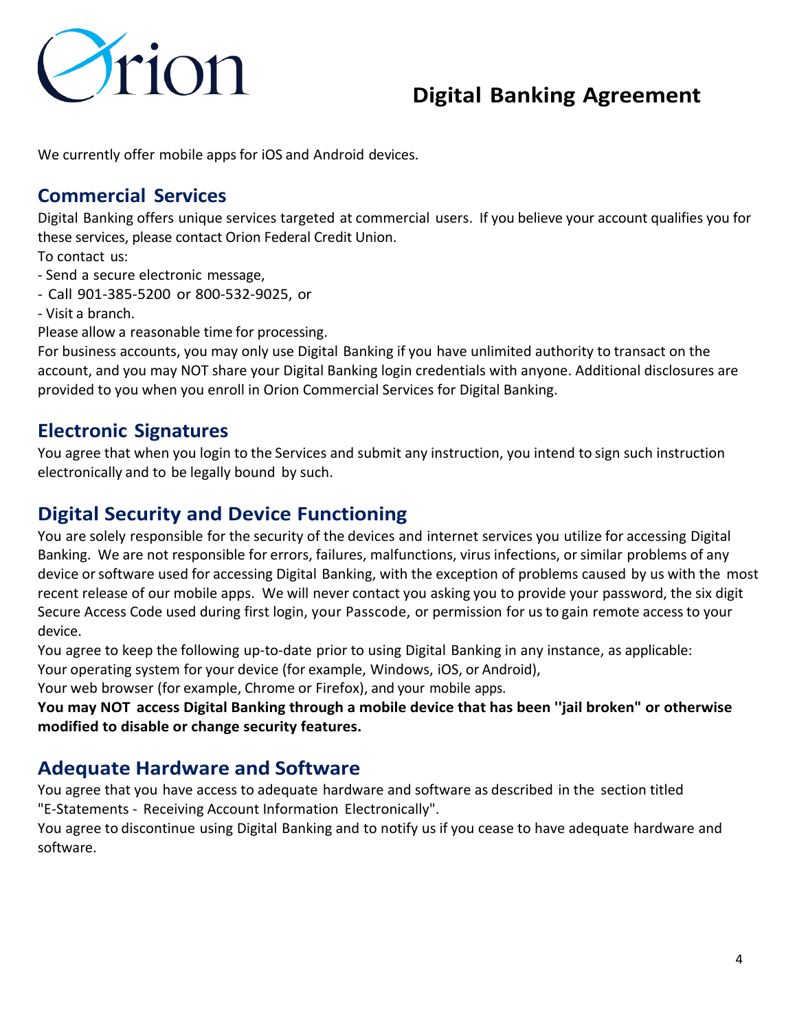We currently offer mobile apps for iOS and Android devices.

## Commercial Services

Digital Banking offers unique services targeted at commercial users. If you believe your account qualifies you for these services, please contact Orion Federal Credit Union.

To contact us:

- Send a secure electronic message,
- Call 901-385-5200 or 800-532-9025, or
- Visit a branch.

Please allow a reasonable time for processing.

For business accounts, you may only use Digital Banking if you have unlimited authority to transact on the account, and you may NOT share your Digital Banking login credentials with anyone. Additional disclosures are provided to you when you enroll in Orion Commercial Services for Digital Banking.

## Electronic Signatures

You agree that when you login to the Services and submit any instruction, you intend to sign such instruction electronically and to be legally bound by such.

## Digital Security and Device Functioning

You are solely responsible for the security of the devices and internet services you utilize for accessing Digital Banking. We are not responsible for errors, failures, malfunctions, virus infections, or similar problems of any device or software used for accessing Digital Banking, with the exception of problems caused by us with the most recent release of our mobile apps. We will never contact you asking you to provide your password, the six digit Secure Access Code used during first login, your Passcode, or permission for us to gain remote access to your device.

You agree to keep the following up-to-date prior to using Digital Banking in any instance, as applicable:

Your operating system for your device (for example, Windows, iOS, or Android),

Your web browser (for example, Chrome or Firefox), and your mobile apps.

**You may NOT access Digital Banking through a mobile device that has been ''jail broken" or otherwise modified to disable or change security features.**

## Adequate Hardware and Software

You agree that you have access to adequate hardware and software as described in the section titled "E-Statements - Receiving Account Information Electronically".

You agree to discontinue using Digital Banking and to notify us if you cease to have adequate hardware and software.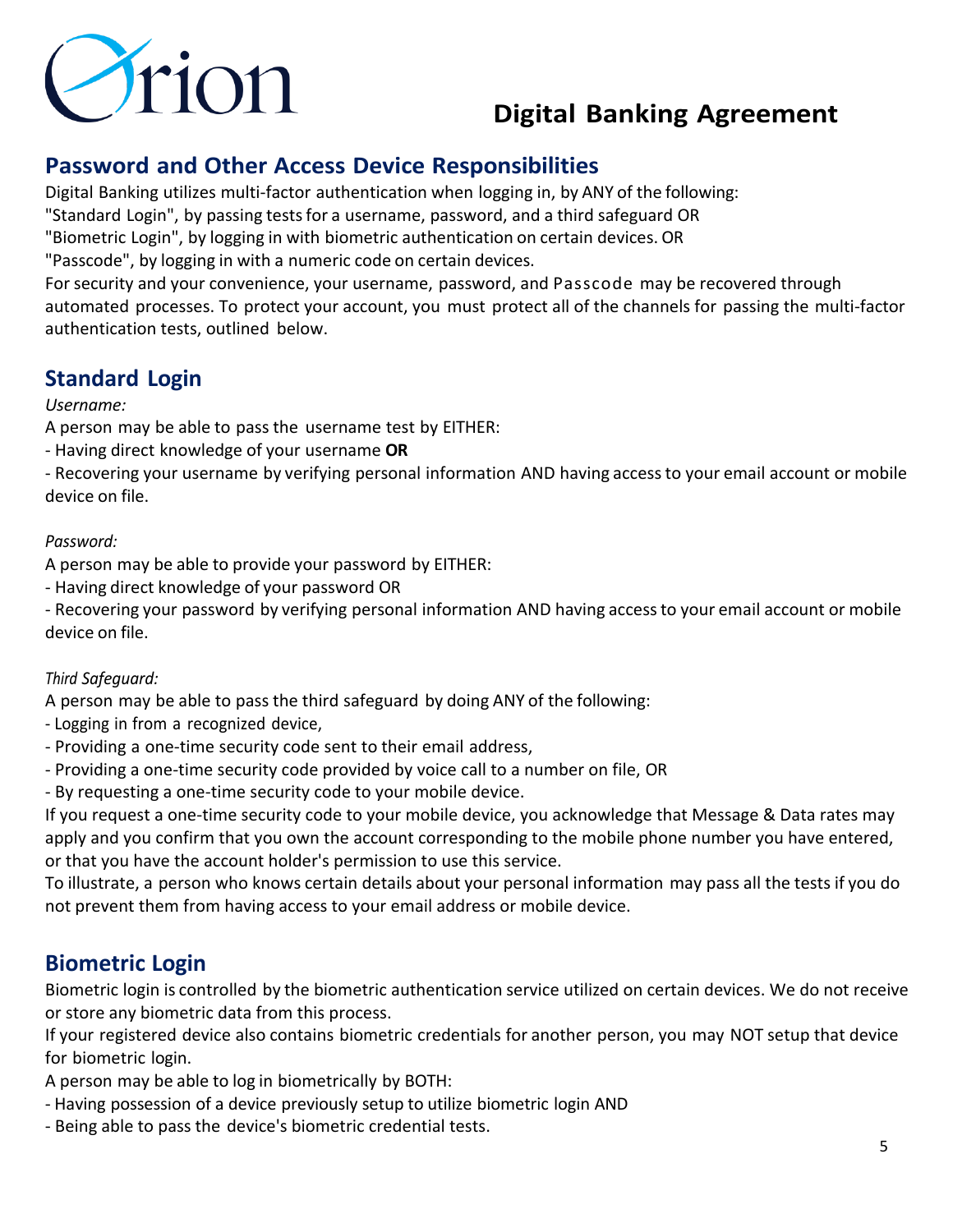# Digital Banking Agreement

## Password and Other Access Device Responsibilities

Digital Banking utilizes multi-factor authentication when logging in, by ANY of the following:
"Standard Login", by passing tests for a username, password, and a third safeguard OR
"Biometric Login", by logging in with biometric authentication on certain devices. OR
"Passcode", by logging in with a numeric code on certain devices.
For security and your convenience, your username, password, and Passcode may be recovered through automated processes. To protect your account, you must protect all of the channels for passing the multi-factor authentication tests, outlined below.

## Standard Login

*Username:*

A person may be able to pass the username test by EITHER:
- Having direct knowledge of your username **OR**
- Recovering your username by verifying personal information AND having access to your email account or mobile device on file.

*Password:*

A person may be able to provide your password by EITHER:
- Having direct knowledge of your password OR
- Recovering your password by verifying personal information AND having access to your email account or mobile device on file.

*Third Safeguard:*

A person may be able to pass the third safeguard by doing ANY of the following:
- Logging in from a recognized device,
- Providing a one-time security code sent to their email address,
- Providing a one-time security code provided by voice call to a number on file, OR
- By requesting a one-time security code to your mobile device.

If you request a one-time security code to your mobile device, you acknowledge that Message & Data rates may apply and you confirm that you own the account corresponding to the mobile phone number you have entered, or that you have the account holder's permission to use this service.
To illustrate, a person who knows certain details about your personal information may pass all the tests if you do not prevent them from having access to your email address or mobile device.

## Biometric Login

Biometric login is controlled by the biometric authentication service utilized on certain devices. We do not receive or store any biometric data from this process.
If your registered device also contains biometric credentials for another person, you may NOT setup that device for biometric login.
A person may be able to log in biometrically by BOTH:
- Having possession of a device previously setup to utilize biometric login AND
- Being able to pass the device's biometric credential tests.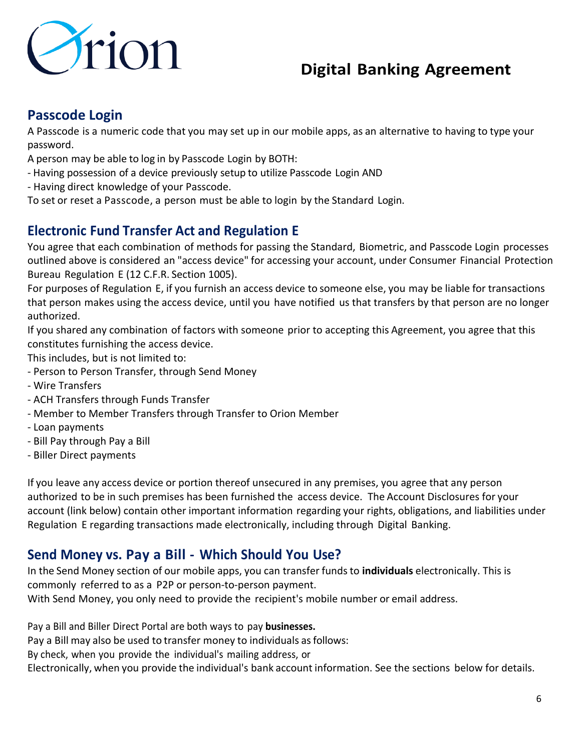## Passcode Login

A Passcode is a numeric code that you may set up in our mobile apps, as an alternative to having to type your password.

A person may be able to log in by Passcode Login by BOTH:

- Having possession of a device previously setup to utilize Passcode Login AND
- Having direct knowledge of your Passcode.

To set or reset a Passcode, a person must be able to login by the Standard Login.

## Electronic Fund Transfer Act and Regulation E

You agree that each combination of methods for passing the Standard, Biometric, and Passcode Login processes outlined above is considered an "access device" for accessing your account, under Consumer Financial Protection Bureau Regulation E (12 C.F.R. Section 1005).

For purposes of Regulation E, if you furnish an access device to someone else, you may be liable for transactions that person makes using the access device, until you have notified us that transfers by that person are no longer authorized.

If you shared any combination of factors with someone prior to accepting this Agreement, you agree that this constitutes furnishing the access device.

This includes, but is not limited to:

- Person to Person Transfer, through Send Money
- Wire Transfers
- ACH Transfers through Funds Transfer
- Member to Member Transfers through Transfer to Orion Member
- Loan payments
- Bill Pay through Pay a Bill
- Biller Direct payments

If you leave any access device or portion thereof unsecured in any premises, you agree that any person authorized to be in such premises has been furnished the access device. The Account Disclosures for your account (link below) contain other important information regarding your rights, obligations, and liabilities under Regulation E regarding transactions made electronically, including through Digital Banking.

## Send Money vs. Pay a Bill - Which Should You Use?

In the Send Money section of our mobile apps, you can transfer funds to **individuals** electronically. This is commonly referred to as a P2P or person-to-person payment.

With Send Money, you only need to provide the recipient's mobile number or email address.

Pay a Bill and Biller Direct Portal are both ways to pay **businesses.**

Pay a Bill may also be used to transfer money to individuals as follows:

By check, when you provide the individual's mailing address, or

Electronically, when you provide the individual's bank account information. See the sections below for details.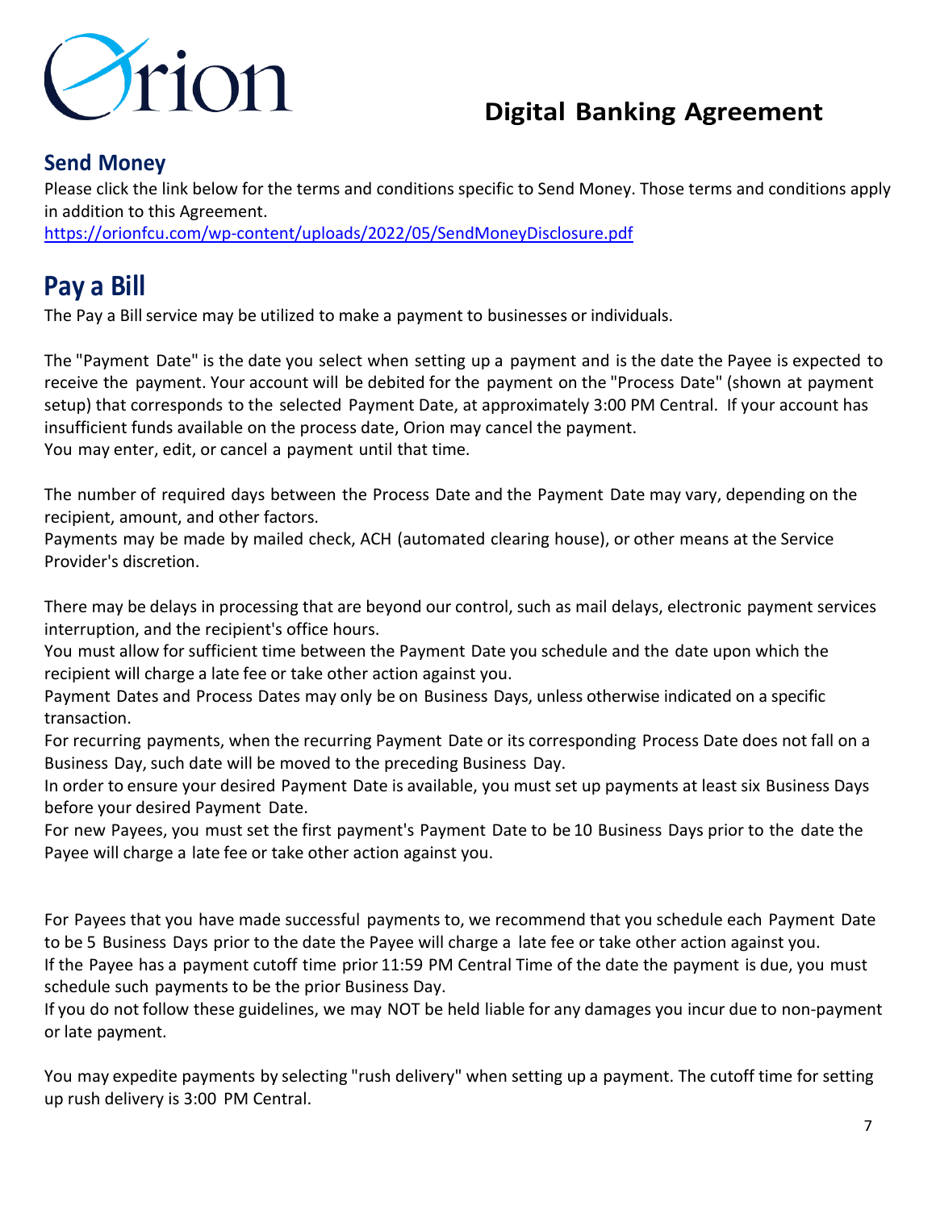## Send Money

Please click the link below for the terms and conditions specific to Send Money. Those terms and conditions apply in addition to this Agreement.
https://orionfcu.com/wp-content/uploads/2022/05/SendMoneyDisclosure.pdf

# Pay a Bill

The Pay a Bill service may be utilized to make a payment to businesses or individuals.

The "Payment Date" is the date you select when setting up a payment and is the date the Payee is expected to receive the payment. Your account will be debited for the payment on the "Process Date" (shown at payment setup) that corresponds to the selected Payment Date, at approximately 3:00 PM Central. If your account has insufficient funds available on the process date, Orion may cancel the payment.
You may enter, edit, or cancel a payment until that time.

The number of required days between the Process Date and the Payment Date may vary, depending on the recipient, amount, and other factors.
Payments may be made by mailed check, ACH (automated clearing house), or other means at the Service Provider's discretion.

There may be delays in processing that are beyond our control, such as mail delays, electronic payment services interruption, and the recipient's office hours.
You must allow for sufficient time between the Payment Date you schedule and the date upon which the recipient will charge a late fee or take other action against you.
Payment Dates and Process Dates may only be on Business Days, unless otherwise indicated on a specific transaction.
For recurring payments, when the recurring Payment Date or its corresponding Process Date does not fall on a Business Day, such date will be moved to the preceding Business Day.
In order to ensure your desired Payment Date is available, you must set up payments at least six Business Days before your desired Payment Date.
For new Payees, you must set the first payment's Payment Date to be 10 Business Days prior to the date the Payee will charge a late fee or take other action against you.

For Payees that you have made successful payments to, we recommend that you schedule each Payment Date to be 5 Business Days prior to the date the Payee will charge a late fee or take other action against you.
If the Payee has a payment cutoff time prior 11:59 PM Central Time of the date the payment is due, you must schedule such payments to be the prior Business Day.
If you do not follow these guidelines, we may NOT be held liable for any damages you incur due to non-payment or late payment.

You may expedite payments by selecting "rush delivery" when setting up a payment. The cutoff time for setting up rush delivery is 3:00 PM Central.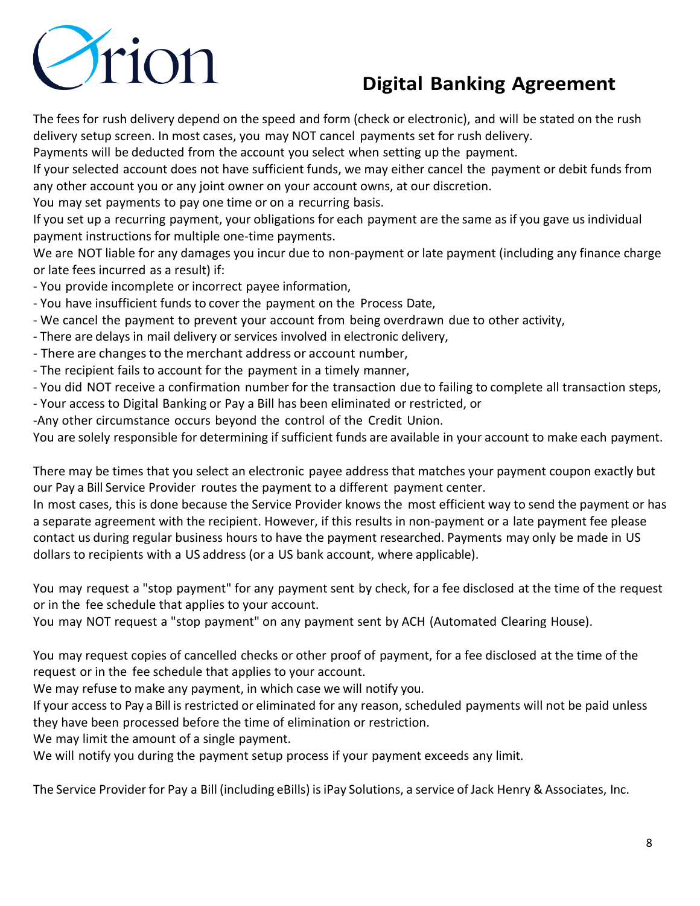The fees for rush delivery depend on the speed and form (check or electronic), and will be stated on the rush delivery setup screen. In most cases, you may NOT cancel payments set for rush delivery.
Payments will be deducted from the account you select when setting up the payment.
If your selected account does not have sufficient funds, we may either cancel the payment or debit funds from any other account you or any joint owner on your account owns, at our discretion.
You may set payments to pay one time or on a recurring basis.
If you set up a recurring payment, your obligations for each payment are the same as if you gave us individual payment instructions for multiple one-time payments.
We are NOT liable for any damages you incur due to non-payment or late payment (including any finance charge or late fees incurred as a result) if:
- You provide incomplete or incorrect payee information,
- You have insufficient funds to cover the payment on the Process Date,
- We cancel the payment to prevent your account from being overdrawn due to other activity,
- There are delays in mail delivery or services involved in electronic delivery,
- There are changes to the merchant address or account number,
- The recipient fails to account for the payment in a timely manner,
- You did NOT receive a confirmation number for the transaction due to failing to complete all transaction steps,
- Your access to Digital Banking or Pay a Bill has been eliminated or restricted, or
- Any other circumstance occurs beyond the control of the Credit Union.

You are solely responsible for determining if sufficient funds are available in your account to make each payment.

There may be times that you select an electronic payee address that matches your payment coupon exactly but our Pay a Bill Service Provider routes the payment to a different payment center.
In most cases, this is done because the Service Provider knows the most efficient way to send the payment or has a separate agreement with the recipient. However, if this results in non-payment or a late payment fee please contact us during regular business hours to have the payment researched. Payments may only be made in US dollars to recipients with a US address (or a US bank account, where applicable).

You may request a "stop payment" for any payment sent by check, for a fee disclosed at the time of the request or in the fee schedule that applies to your account.
You may NOT request a "stop payment" on any payment sent by ACH (Automated Clearing House).

You may request copies of cancelled checks or other proof of payment, for a fee disclosed at the time of the request or in the fee schedule that applies to your account.
We may refuse to make any payment, in which case we will notify you.
If your access to Pay a Bill is restricted or eliminated for any reason, scheduled payments will not be paid unless they have been processed before the time of elimination or restriction.
We may limit the amount of a single payment.
We will notify you during the payment setup process if your payment exceeds any limit.

The Service Provider for Pay a Bill (including eBills) is iPay Solutions, a service of Jack Henry & Associates, Inc.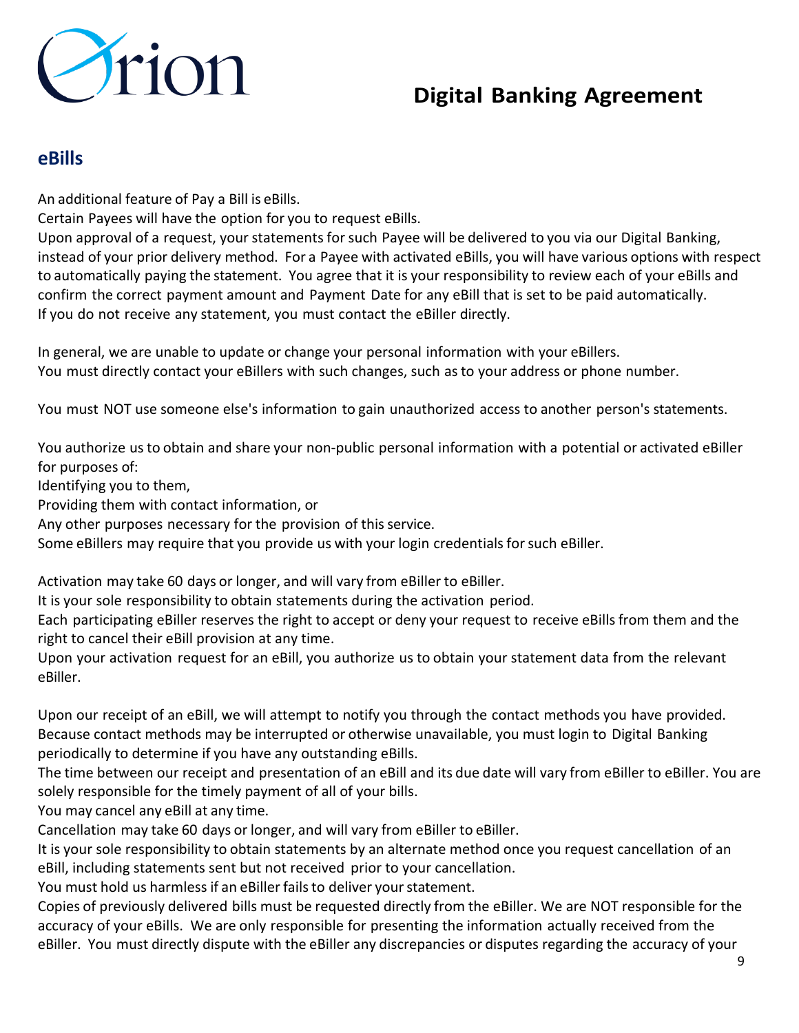## eBills

An additional feature of Pay a Bill is eBills.

Certain Payees will have the option for you to request eBills.

Upon approval of a request, your statements for such Payee will be delivered to you via our Digital Banking, instead of your prior delivery method. For a Payee with activated eBills, you will have various options with respect to automatically paying the statement. You agree that it is your responsibility to review each of your eBills and confirm the correct payment amount and Payment Date for any eBill that is set to be paid automatically.

If you do not receive any statement, you must contact the eBiller directly.

In general, we are unable to update or change your personal information with your eBillers.

You must directly contact your eBillers with such changes, such as to your address or phone number.

You must NOT use someone else's information to gain unauthorized access to another person's statements.

You authorize us to obtain and share your non-public personal information with a potential or activated eBiller for purposes of:

Identifying you to them,

Providing them with contact information, or

Any other purposes necessary for the provision of this service.

Some eBillers may require that you provide us with your login credentials for such eBiller.

Activation may take 60 days or longer, and will vary from eBiller to eBiller.

It is your sole responsibility to obtain statements during the activation period.

Each participating eBiller reserves the right to accept or deny your request to receive eBills from them and the right to cancel their eBill provision at any time.

Upon your activation request for an eBill, you authorize us to obtain your statement data from the relevant eBiller.

Upon our receipt of an eBill, we will attempt to notify you through the contact methods you have provided.

Because contact methods may be interrupted or otherwise unavailable, you must login to Digital Banking periodically to determine if you have any outstanding eBills.

The time between our receipt and presentation of an eBill and its due date will vary from eBiller to eBiller. You are solely responsible for the timely payment of all of your bills.

You may cancel any eBill at any time.

Cancellation may take 60 days or longer, and will vary from eBiller to eBiller.

It is your sole responsibility to obtain statements by an alternate method once you request cancellation of an eBill, including statements sent but not received prior to your cancellation.

You must hold us harmless if an eBiller fails to deliver your statement.

Copies of previously delivered bills must be requested directly from the eBiller. We are NOT responsible for the accuracy of your eBills. We are only responsible for presenting the information actually received from the eBiller. You must directly dispute with the eBiller any discrepancies or disputes regarding the accuracy of your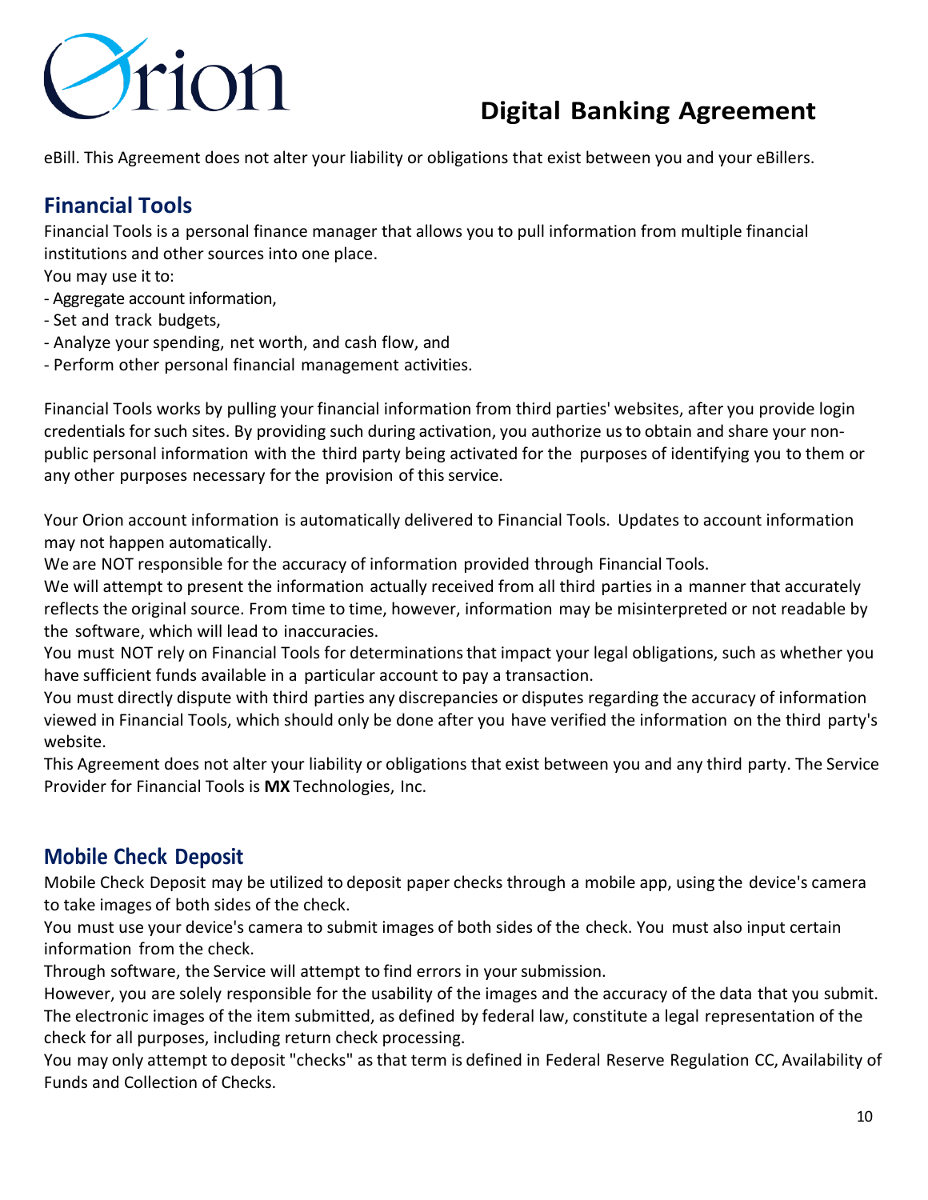eBill. This Agreement does not alter your liability or obligations that exist between you and your eBillers.

## Financial Tools

Financial Tools is a personal finance manager that allows you to pull information from multiple financial institutions and other sources into one place.
You may use it to:
- Aggregate account information,
- Set and track budgets,
- Analyze your spending, net worth, and cash flow, and
- Perform other personal financial management activities.

Financial Tools works by pulling your financial information from third parties' websites, after you provide login credentials for such sites. By providing such during activation, you authorize us to obtain and share your non-public personal information with the third party being activated for the purposes of identifying you to them or any other purposes necessary for the provision of this service.

Your Orion account information is automatically delivered to Financial Tools. Updates to account information may not happen automatically.
We are NOT responsible for the accuracy of information provided through Financial Tools.
We will attempt to present the information actually received from all third parties in a manner that accurately reflects the original source. From time to time, however, information may be misinterpreted or not readable by the software, which will lead to inaccuracies.
You must NOT rely on Financial Tools for determinations that impact your legal obligations, such as whether you have sufficient funds available in a particular account to pay a transaction.
You must directly dispute with third parties any discrepancies or disputes regarding the accuracy of information viewed in Financial Tools, which should only be done after you have verified the information on the third party's website.
This Agreement does not alter your liability or obligations that exist between you and any third party. The Service Provider for Financial Tools is **MX** Technologies, Inc.

## Mobile Check Deposit

Mobile Check Deposit may be utilized to deposit paper checks through a mobile app, using the device's camera to take images of both sides of the check.
You must use your device's camera to submit images of both sides of the check. You must also input certain information from the check.
Through software, the Service will attempt to find errors in your submission.
However, you are solely responsible for the usability of the images and the accuracy of the data that you submit.
The electronic images of the item submitted, as defined by federal law, constitute a legal representation of the check for all purposes, including return check processing.
You may only attempt to deposit "checks" as that term is defined in Federal Reserve Regulation CC, Availability of Funds and Collection of Checks.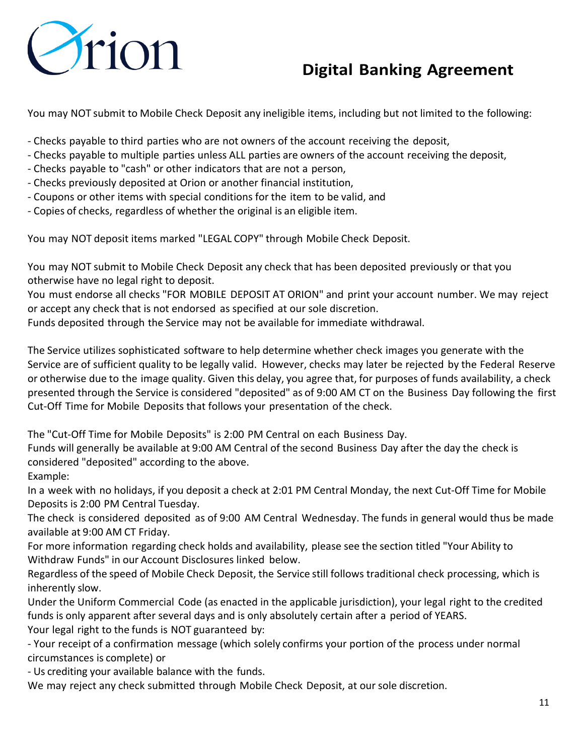You may NOT submit to Mobile Check Deposit any ineligible items, including but not limited to the following:

- Checks payable to third parties who are not owners of the account receiving the deposit,
- Checks payable to multiple parties unless ALL parties are owners of the account receiving the deposit,
- Checks payable to "cash" or other indicators that are not a person,
- Checks previously deposited at Orion or another financial institution,
- Coupons or other items with special conditions for the item to be valid, and
- Copies of checks, regardless of whether the original is an eligible item.

You may NOT deposit items marked "LEGAL COPY" through Mobile Check Deposit.

You may NOT submit to Mobile Check Deposit any check that has been deposited previously or that you otherwise have no legal right to deposit.
You must endorse all checks "FOR MOBILE DEPOSIT AT ORION" and print your account number. We may reject or accept any check that is not endorsed as specified at our sole discretion.
Funds deposited through the Service may not be available for immediate withdrawal.

The Service utilizes sophisticated software to help determine whether check images you generate with the Service are of sufficient quality to be legally valid. However, checks may later be rejected by the Federal Reserve or otherwise due to the image quality. Given this delay, you agree that, for purposes of funds availability, a check presented through the Service is considered "deposited" as of 9:00 AM CT on the Business Day following the first Cut-Off Time for Mobile Deposits that follows your presentation of the check.

The "Cut-Off Time for Mobile Deposits" is 2:00 PM Central on each Business Day.
Funds will generally be available at 9:00 AM Central of the second Business Day after the day the check is considered "deposited" according to the above.
Example:
In a week with no holidays, if you deposit a check at 2:01 PM Central Monday, the next Cut-Off Time for Mobile Deposits is 2:00 PM Central Tuesday.
The check is considered deposited as of 9:00 AM Central Wednesday. The funds in general would thus be made available at 9:00 AM CT Friday.
For more information regarding check holds and availability, please see the section titled "Your Ability to Withdraw Funds" in our Account Disclosures linked below.
Regardless of the speed of Mobile Check Deposit, the Service still follows traditional check processing, which is inherently slow.
Under the Uniform Commercial Code (as enacted in the applicable jurisdiction), your legal right to the credited funds is only apparent after several days and is only absolutely certain after a period of YEARS.
Your legal right to the funds is NOT guaranteed by:
- Your receipt of a confirmation message (which solely confirms your portion of the process under normal circumstances is complete) or
- Us crediting your available balance with the funds.

We may reject any check submitted through Mobile Check Deposit, at our sole discretion.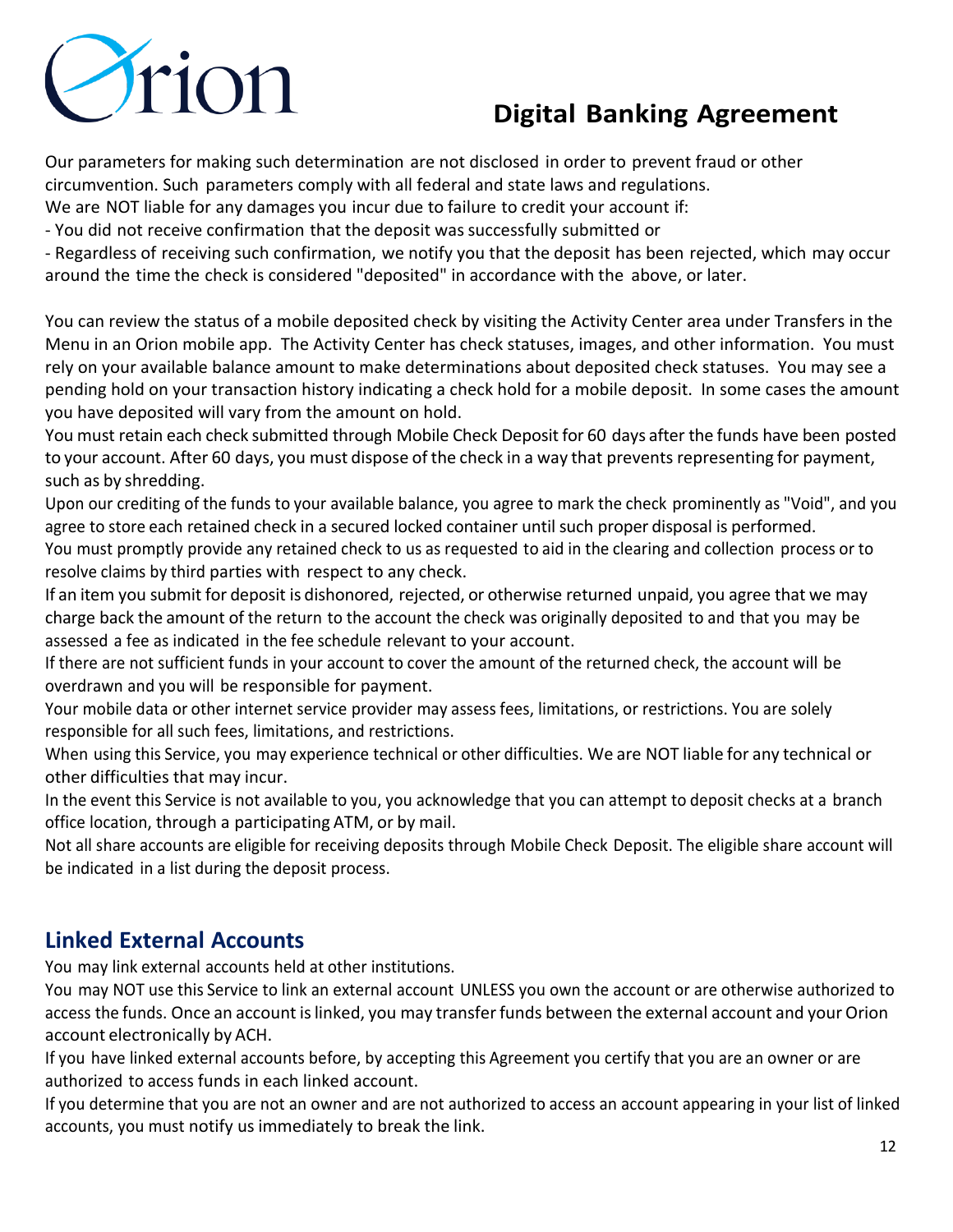Our parameters for making such determination are not disclosed in order to prevent fraud or other circumvention. Such parameters comply with all federal and state laws and regulations.

We are NOT liable for any damages you incur due to failure to credit your account if:

- You did not receive confirmation that the deposit was successfully submitted or
- Regardless of receiving such confirmation, we notify you that the deposit has been rejected, which may occur around the time the check is considered "deposited" in accordance with the above, or later.

You can review the status of a mobile deposited check by visiting the Activity Center area under Transfers in the Menu in an Orion mobile app. The Activity Center has check statuses, images, and other information. You must rely on your available balance amount to make determinations about deposited check statuses. You may see a pending hold on your transaction history indicating a check hold for a mobile deposit. In some cases the amount you have deposited will vary from the amount on hold.

You must retain each check submitted through Mobile Check Deposit for 60 days after the funds have been posted to your account. After 60 days, you must dispose of the check in a way that prevents representing for payment, such as by shredding.

Upon our crediting of the funds to your available balance, you agree to mark the check prominently as "Void", and you agree to store each retained check in a secured locked container until such proper disposal is performed.

You must promptly provide any retained check to us as requested to aid in the clearing and collection process or to resolve claims by third parties with respect to any check.

If an item you submit for deposit is dishonored, rejected, or otherwise returned unpaid, you agree that we may charge back the amount of the return to the account the check was originally deposited to and that you may be assessed a fee as indicated in the fee schedule relevant to your account.

If there are not sufficient funds in your account to cover the amount of the returned check, the account will be overdrawn and you will be responsible for payment.

Your mobile data or other internet service provider may assess fees, limitations, or restrictions. You are solely responsible for all such fees, limitations, and restrictions.

When using this Service, you may experience technical or other difficulties. We are NOT liable for any technical or other difficulties that may incur.

In the event this Service is not available to you, you acknowledge that you can attempt to deposit checks at a branch office location, through a participating ATM, or by mail.

Not all share accounts are eligible for receiving deposits through Mobile Check Deposit. The eligible share account will be indicated in a list during the deposit process.

## Linked External Accounts

You may link external accounts held at other institutions.

You may NOT use this Service to link an external account UNLESS you own the account or are otherwise authorized to access the funds. Once an account is linked, you may transfer funds between the external account and your Orion account electronically by ACH.

If you have linked external accounts before, by accepting this Agreement you certify that you are an owner or are authorized to access funds in each linked account.

If you determine that you are not an owner and are not authorized to access an account appearing in your list of linked accounts, you must notify us immediately to break the link.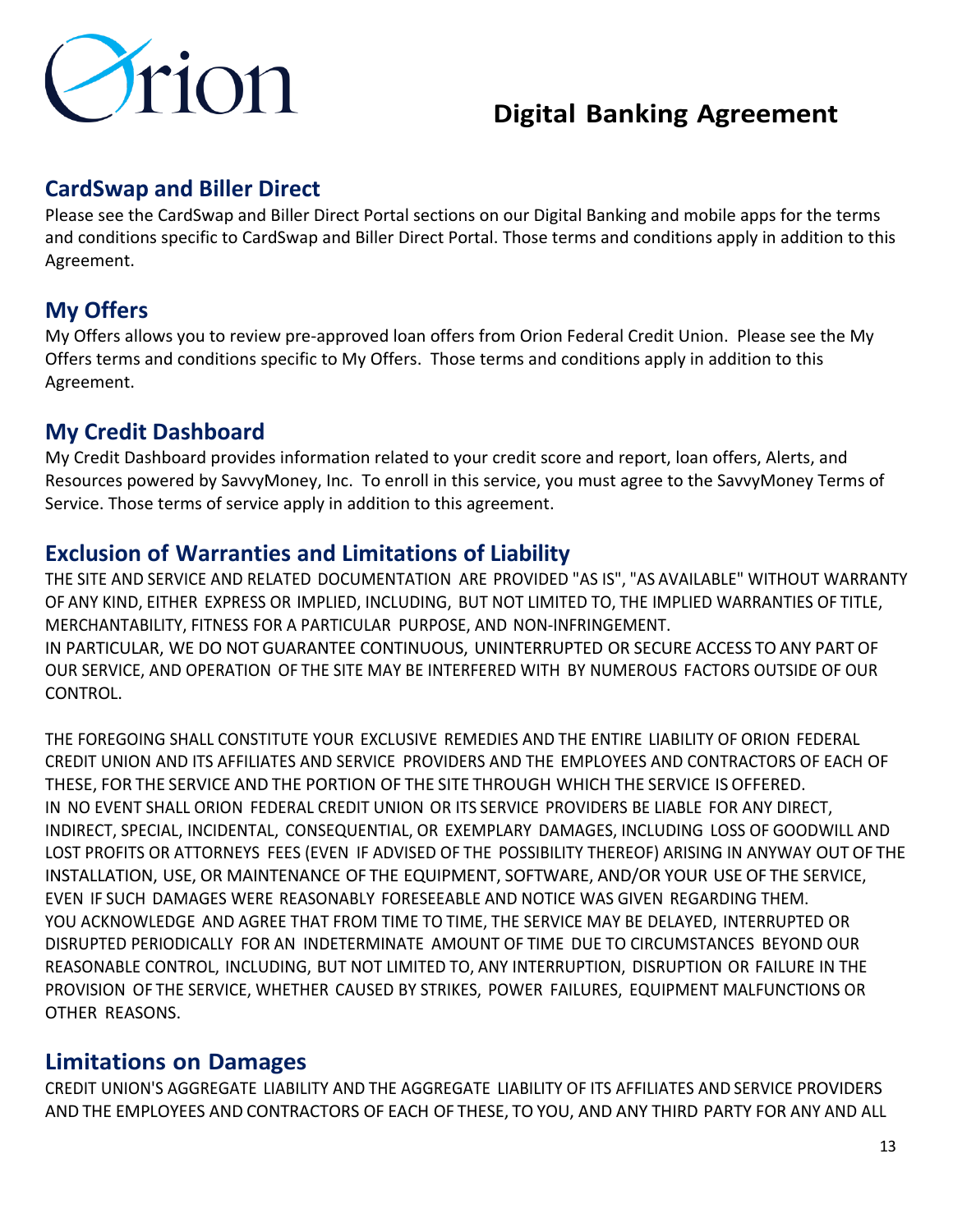## CardSwap and Biller Direct

Please see the CardSwap and Biller Direct Portal sections on our Digital Banking and mobile apps for the terms and conditions specific to CardSwap and Biller Direct Portal. Those terms and conditions apply in addition to this Agreement.

## My Offers

My Offers allows you to review pre-approved loan offers from Orion Federal Credit Union. Please see the My Offers terms and conditions specific to My Offers. Those terms and conditions apply in addition to this Agreement.

## My Credit Dashboard

My Credit Dashboard provides information related to your credit score and report, loan offers, Alerts, and Resources powered by SavvyMoney, Inc. To enroll in this service, you must agree to the SavvyMoney Terms of Service. Those terms of service apply in addition to this agreement.

## Exclusion of Warranties and Limitations of Liability

THE SITE AND SERVICE AND RELATED DOCUMENTATION ARE PROVIDED "AS IS", "AS AVAILABLE" WITHOUT WARRANTY OF ANY KIND, EITHER EXPRESS OR IMPLIED, INCLUDING, BUT NOT LIMITED TO, THE IMPLIED WARRANTIES OF TITLE, MERCHANTABILITY, FITNESS FOR A PARTICULAR PURPOSE, AND NON-INFRINGEMENT.
IN PARTICULAR, WE DO NOT GUARANTEE CONTINUOUS, UNINTERRUPTED OR SECURE ACCESS TO ANY PART OF OUR SERVICE, AND OPERATION OF THE SITE MAY BE INTERFERED WITH BY NUMEROUS FACTORS OUTSIDE OF OUR CONTROL.

THE FOREGOING SHALL CONSTITUTE YOUR EXCLUSIVE REMEDIES AND THE ENTIRE LIABILITY OF ORION FEDERAL CREDIT UNION AND ITS AFFILIATES AND SERVICE PROVIDERS AND THE EMPLOYEES AND CONTRACTORS OF EACH OF THESE, FOR THE SERVICE AND THE PORTION OF THE SITE THROUGH WHICH THE SERVICE IS OFFERED.
IN NO EVENT SHALL ORION FEDERAL CREDIT UNION OR ITS SERVICE PROVIDERS BE LIABLE FOR ANY DIRECT, INDIRECT, SPECIAL, INCIDENTAL, CONSEQUENTIAL, OR EXEMPLARY DAMAGES, INCLUDING LOSS OF GOODWILL AND LOST PROFITS OR ATTORNEYS FEES (EVEN IF ADVISED OF THE POSSIBILITY THEREOF) ARISING IN ANYWAY OUT OF THE INSTALLATION, USE, OR MAINTENANCE OF THE EQUIPMENT, SOFTWARE, AND/OR YOUR USE OF THE SERVICE, EVEN IF SUCH DAMAGES WERE REASONABLY FORESEEABLE AND NOTICE WAS GIVEN REGARDING THEM.
YOU ACKNOWLEDGE AND AGREE THAT FROM TIME TO TIME, THE SERVICE MAY BE DELAYED, INTERRUPTED OR DISRUPTED PERIODICALLY FOR AN INDETERMINATE AMOUNT OF TIME DUE TO CIRCUMSTANCES BEYOND OUR REASONABLE CONTROL, INCLUDING, BUT NOT LIMITED TO, ANY INTERRUPTION, DISRUPTION OR FAILURE IN THE PROVISION OF THE SERVICE, WHETHER CAUSED BY STRIKES, POWER FAILURES, EQUIPMENT MALFUNCTIONS OR OTHER REASONS.

## Limitations on Damages

CREDIT UNION'S AGGREGATE LIABILITY AND THE AGGREGATE LIABILITY OF ITS AFFILIATES AND SERVICE PROVIDERS AND THE EMPLOYEES AND CONTRACTORS OF EACH OF THESE, TO YOU, AND ANY THIRD PARTY FOR ANY AND ALL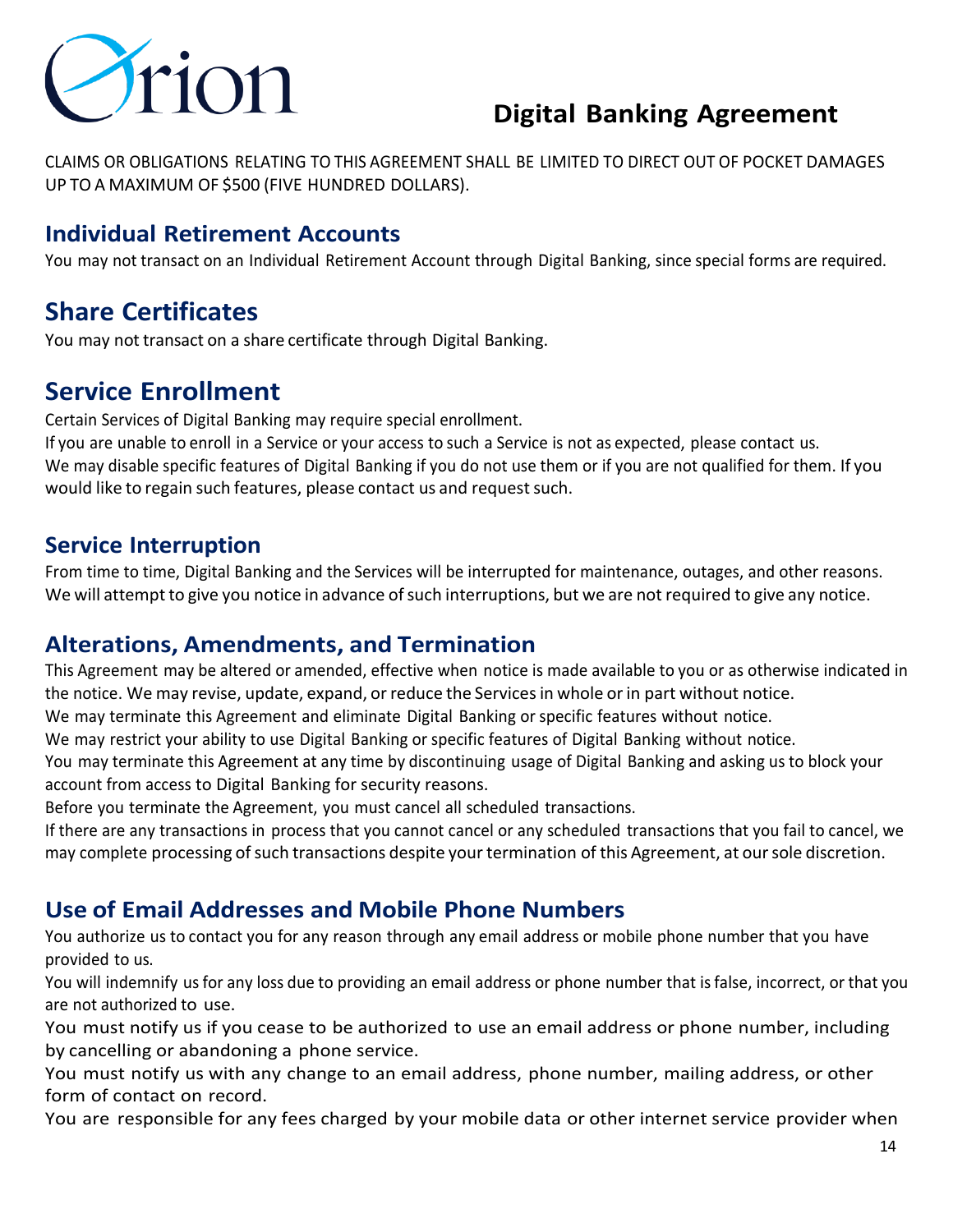CLAIMS OR OBLIGATIONS RELATING TO THIS AGREEMENT SHALL BE LIMITED TO DIRECT OUT OF POCKET DAMAGES UP TO A MAXIMUM OF $500 (FIVE HUNDRED DOLLARS).

## Individual Retirement Accounts

You may not transact on an Individual Retirement Account through Digital Banking, since special forms are required.

## Share Certificates

You may not transact on a share certificate through Digital Banking.

## Service Enrollment

Certain Services of Digital Banking may require special enrollment.
If you are unable to enroll in a Service or your access to such a Service is not as expected, please contact us.
We may disable specific features of Digital Banking if you do not use them or if you are not qualified for them. If you would like to regain such features, please contact us and request such.

## Service Interruption

From time to time, Digital Banking and the Services will be interrupted for maintenance, outages, and other reasons. We will attempt to give you notice in advance of such interruptions, but we are not required to give any notice.

## Alterations, Amendments, and Termination

This Agreement may be altered or amended, effective when notice is made available to you or as otherwise indicated in the notice. We may revise, update, expand, or reduce the Services in whole or in part without notice.
We may terminate this Agreement and eliminate Digital Banking or specific features without notice.
We may restrict your ability to use Digital Banking or specific features of Digital Banking without notice.
You may terminate this Agreement at any time by discontinuing usage of Digital Banking and asking us to block your account from access to Digital Banking for security reasons.
Before you terminate the Agreement, you must cancel all scheduled transactions.
If there are any transactions in process that you cannot cancel or any scheduled transactions that you fail to cancel, we may complete processing of such transactions despite your termination of this Agreement, at our sole discretion.

## Use of Email Addresses and Mobile Phone Numbers

You authorize us to contact you for any reason through any email address or mobile phone number that you have provided to us.
You will indemnify us for any loss due to providing an email address or phone number that is false, incorrect, or that you are not authorized to use.
You must notify us if you cease to be authorized to use an email address or phone number, including by cancelling or abandoning a phone service.
You must notify us with any change to an email address, phone number, mailing address, or other form of contact on record.
You are responsible for any fees charged by your mobile data or other internet service provider when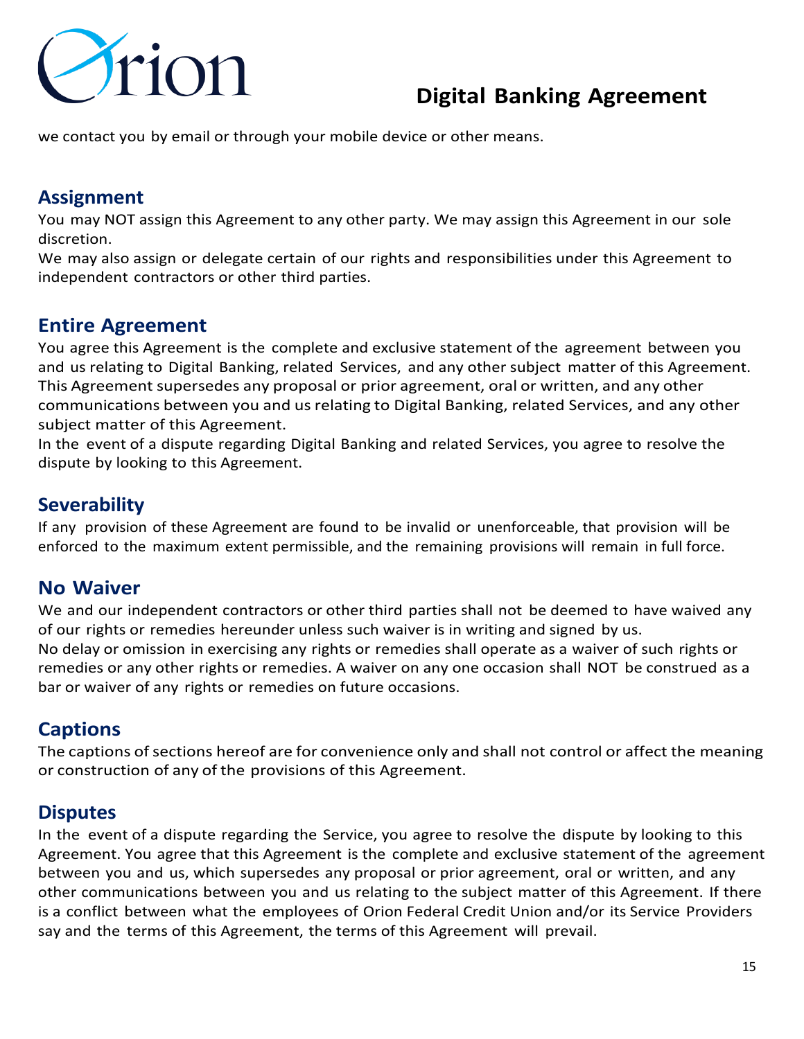we contact you by email or through your mobile device or other means.

## Assignment

You may NOT assign this Agreement to any other party. We may assign this Agreement in our sole discretion.

We may also assign or delegate certain of our rights and responsibilities under this Agreement to independent contractors or other third parties.

## Entire Agreement

You agree this Agreement is the complete and exclusive statement of the agreement between you and us relating to Digital Banking, related Services, and any other subject matter of this Agreement. This Agreement supersedes any proposal or prior agreement, oral or written, and any other communications between you and us relating to Digital Banking, related Services, and any other subject matter of this Agreement.

In the event of a dispute regarding Digital Banking and related Services, you agree to resolve the dispute by looking to this Agreement.

## Severability

If any provision of these Agreement are found to be invalid or unenforceable, that provision will be enforced to the maximum extent permissible, and the remaining provisions will remain in full force.

## No Waiver

We and our independent contractors or other third parties shall not be deemed to have waived any of our rights or remedies hereunder unless such waiver is in writing and signed by us.

No delay or omission in exercising any rights or remedies shall operate as a waiver of such rights or remedies or any other rights or remedies. A waiver on any one occasion shall NOT be construed as a bar or waiver of any rights or remedies on future occasions.

## Captions

The captions of sections hereof are for convenience only and shall not control or affect the meaning or construction of any of the provisions of this Agreement.

## Disputes

In the event of a dispute regarding the Service, you agree to resolve the dispute by looking to this Agreement. You agree that this Agreement is the complete and exclusive statement of the agreement between you and us, which supersedes any proposal or prior agreement, oral or written, and any other communications between you and us relating to the subject matter of this Agreement. If there is a conflict between what the employees of Orion Federal Credit Union and/or its Service Providers say and the terms of this Agreement, the terms of this Agreement will prevail.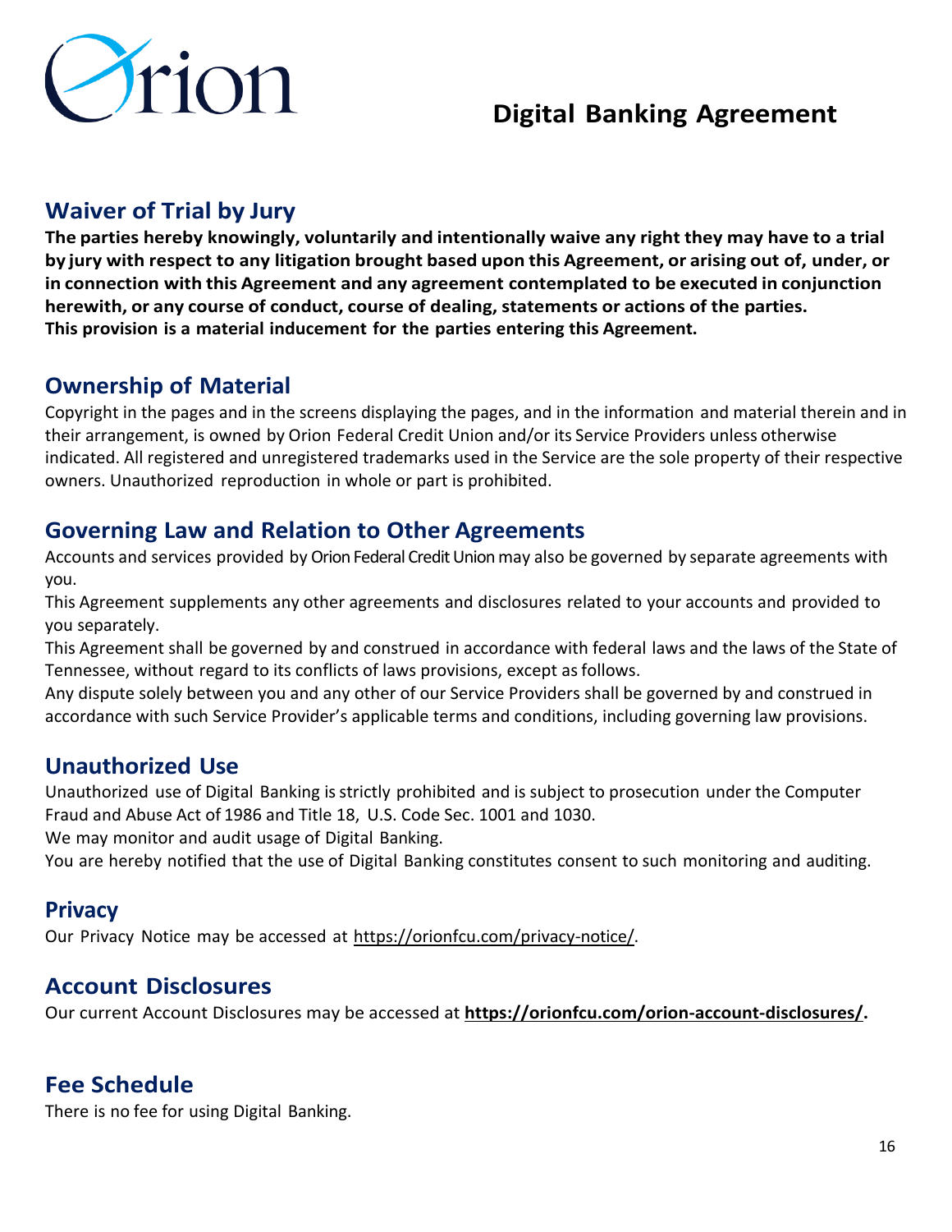## Waiver of Trial by Jury

**The parties hereby knowingly, voluntarily and intentionally waive any right they may have to a trial by jury with respect to any litigation brought based upon this Agreement, or arising out of, under, or in connection with this Agreement and any agreement contemplated to be executed in conjunction herewith, or any course of conduct, course of dealing, statements or actions of the parties. This provision is a material inducement for the parties entering this Agreement.**

## Ownership of Material

Copyright in the pages and in the screens displaying the pages, and in the information and material therein and in their arrangement, is owned by Orion Federal Credit Union and/or its Service Providers unless otherwise indicated. All registered and unregistered trademarks used in the Service are the sole property of their respective owners. Unauthorized reproduction in whole or part is prohibited.

## Governing Law and Relation to Other Agreements

Accounts and services provided by Orion Federal Credit Union may also be governed by separate agreements with you.

This Agreement supplements any other agreements and disclosures related to your accounts and provided to you separately.

This Agreement shall be governed by and construed in accordance with federal laws and the laws of the State of Tennessee, without regard to its conflicts of laws provisions, except as follows.

Any dispute solely between you and any other of our Service Providers shall be governed by and construed in accordance with such Service Provider's applicable terms and conditions, including governing law provisions.

## Unauthorized Use

Unauthorized use of Digital Banking is strictly prohibited and is subject to prosecution under the Computer Fraud and Abuse Act of 1986 and Title 18, U.S. Code Sec. 1001 and 1030.

We may monitor and audit usage of Digital Banking.

You are hereby notified that the use of Digital Banking constitutes consent to such monitoring and auditing.

## Privacy

Our Privacy Notice may be accessed at https://orionfcu.com/privacy-notice/.

## Account Disclosures

Our current Account Disclosures may be accessed at **https://orionfcu.com/orion-account-disclosures/.**

## Fee Schedule

There is no fee for using Digital Banking.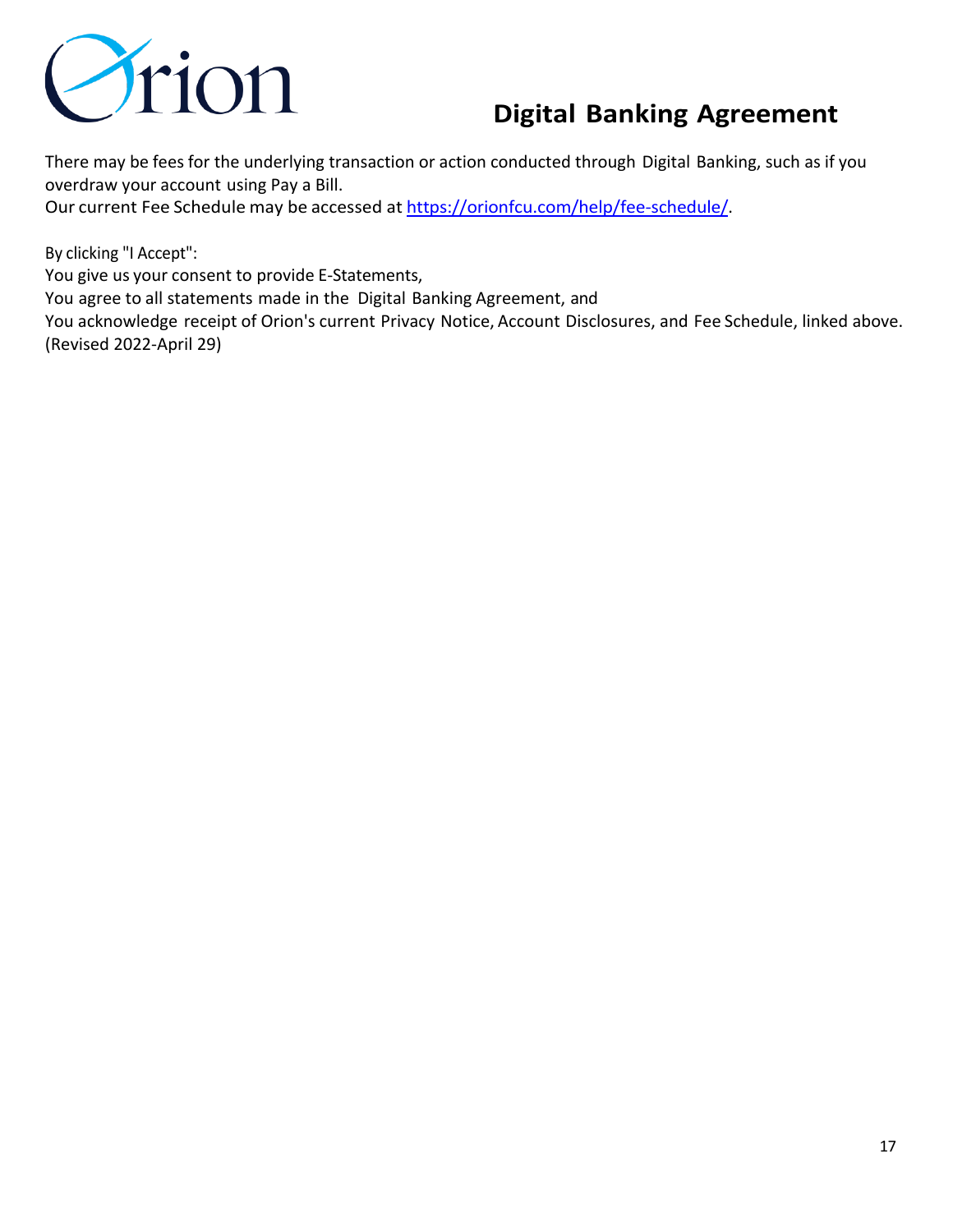There may be fees for the underlying transaction or action conducted through Digital Banking, such as if you overdraw your account using Pay a Bill.
Our current Fee Schedule may be accessed at https://orionfcu.com/help/fee-schedule/.

By clicking "I Accept":
You give us your consent to provide E-Statements,
You agree to all statements made in the Digital Banking Agreement, and
You acknowledge receipt of Orion's current Privacy Notice, Account Disclosures, and Fee Schedule, linked above.
(Revised 2022-April 29)